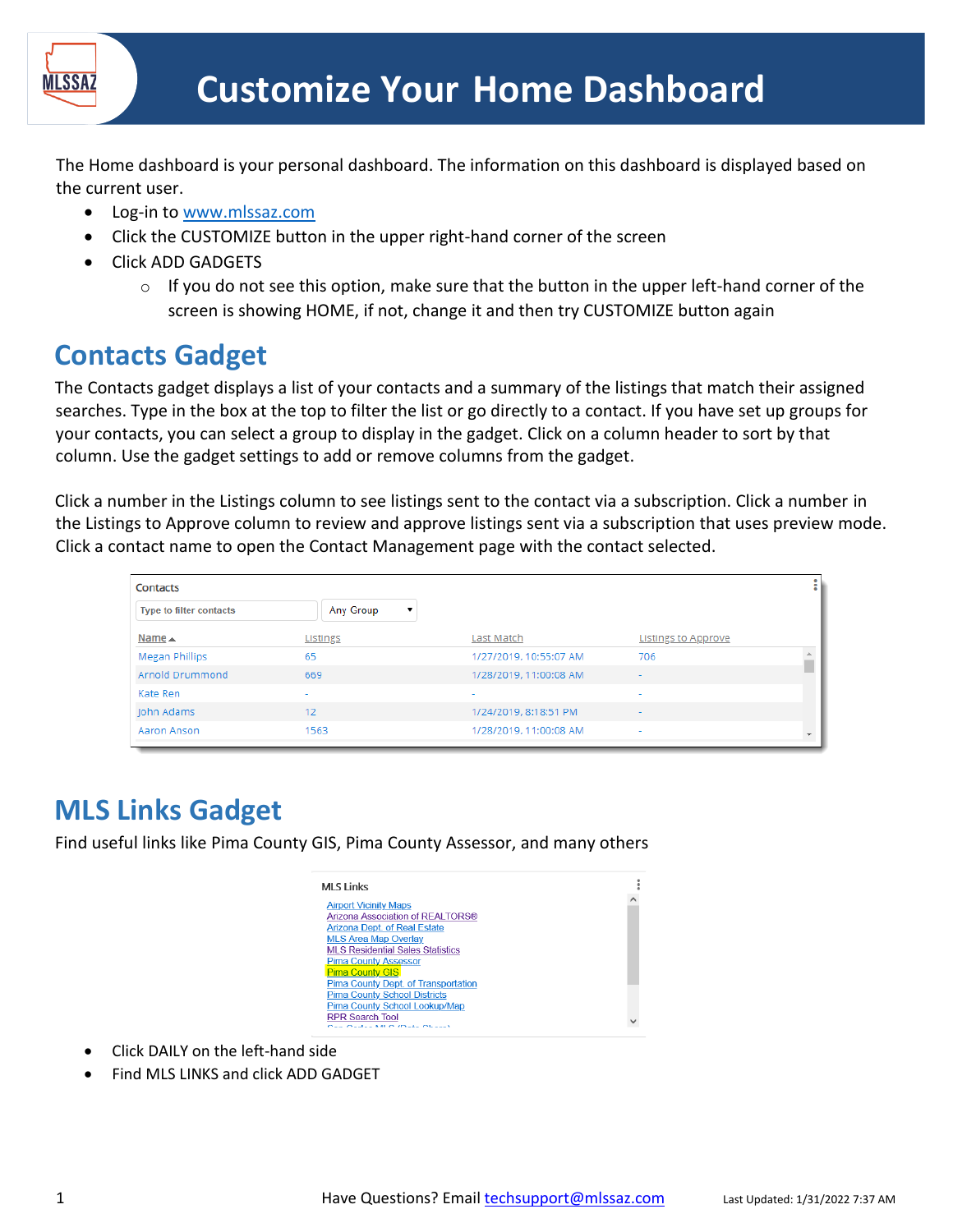# Customize Your Home Dashboard

The Home dashboard is your personal dashboard. The information on this dashboard is displayed based on the current user.

- Log-in to www.mlssaz.com
- Click the CUSTOMIZE button in the upper right-hand corner of the screen
- Click ADD GADGETS
  - If you do not see this option, make sure that the button in the upper left-hand corner of the screen is showing HOME, if not, change it and then try CUSTOMIZE button again

## Contacts Gadget

The Contacts gadget displays a list of your contacts and a summary of the listings that match their assigned searches. Type in the box at the top to filter the list or go directly to a contact. If you have set up groups for your contacts, you can select a group to display in the gadget. Click on a column header to sort by that column. Use the gadget settings to add or remove columns from the gadget.

Click a number in the Listings column to see listings sent to the contact via a subscription. Click a number in the Listings to Approve column to review and approve listings sent via a subscription that uses preview mode. Click a contact name to open the Contact Management page with the contact selected.

Contacts

Type to filter contacts | Any Group

| Name ▲ | Listings | Last Match | Listings to Approve |
|---|---|---|---|
| Megan Phillips | 65 | 1/27/2019, 10:55:07 AM | 706 |
| Arnold Drummond | 669 | 1/28/2019, 11:00:08 AM | - |
| Kate Ren | - | - | - |
| John Adams | 12 | 1/24/2019, 8:18:51 PM | - |
| Aaron Anson | 1563 | 1/28/2019, 11:00:08 AM | - |

## MLS Links Gadget

Find useful links like Pima County GIS, Pima County Assessor, and many others

MLS Links

- Airport Vicinity Maps
- Arizona Association of REALTORS®
- Arizona Dept. of Real Estate
- MLS Area Map Overlay
- MLS Residential Sales Statistics
- Pima County Assessor
- Pima County GIS
- Pima County Dept. of Transportation
- Pima County School Districts
- Pima County School Lookup/Map
- RPR Search Tool

- Click DAILY on the left-hand side
- Find MLS LINKS and click ADD GADGET

Have Questions? Email techsupport@mlssaz.com

Last Updated: 1/31/2022 7:37 AM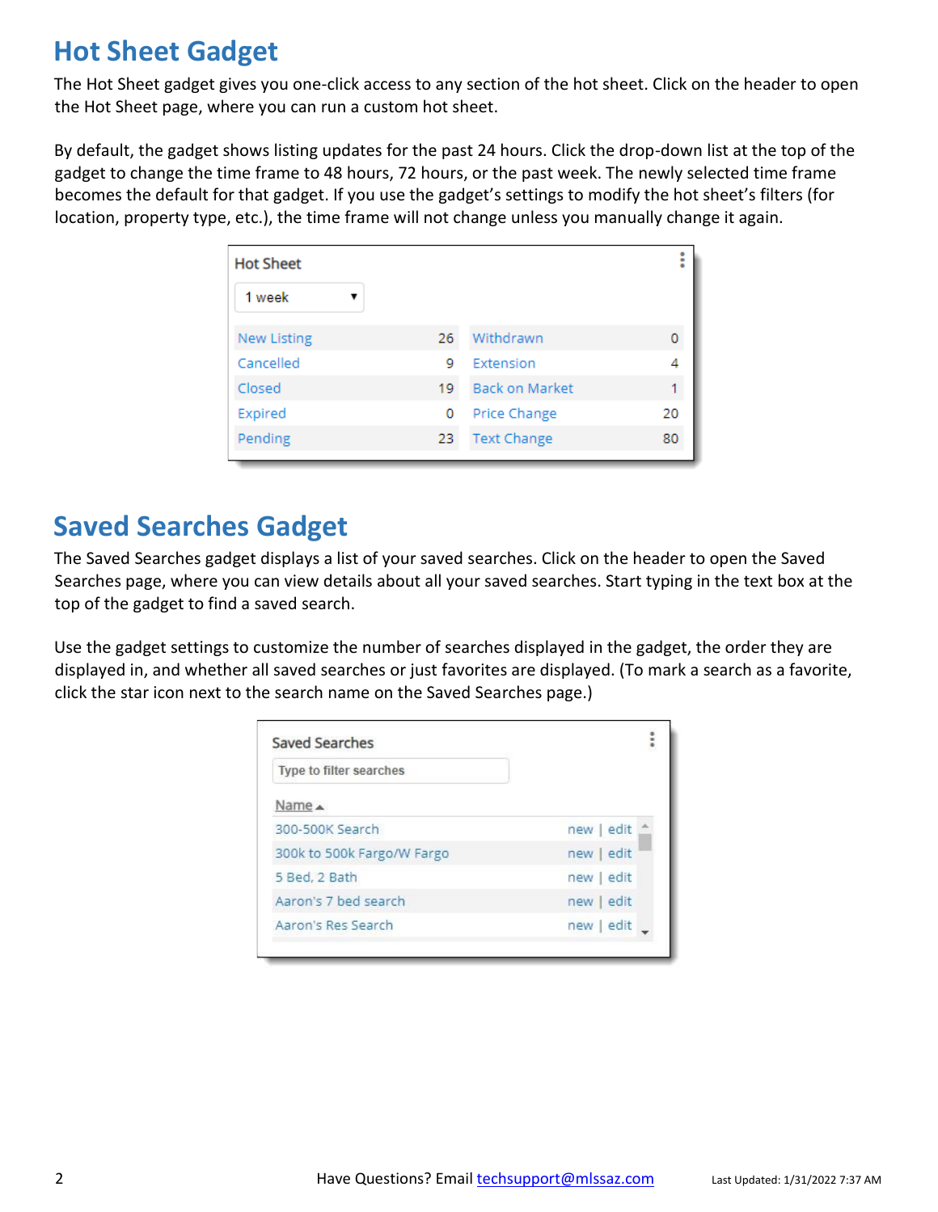# Hot Sheet Gadget

The Hot Sheet gadget gives you one-click access to any section of the hot sheet. Click on the header to open the Hot Sheet page, where you can run a custom hot sheet.

By default, the gadget shows listing updates for the past 24 hours. Click the drop-down list at the top of the gadget to change the time frame to 48 hours, 72 hours, or the past week. The newly selected time frame becomes the default for that gadget. If you use the gadget's settings to modify the hot sheet's filters (for location, property type, etc.), the time frame will not change unless you manually change it again.

Hot Sheet

1 week

| | | | |
|---|---|---|---|
| New Listing | 26 | Withdrawn | 0 |
| Cancelled | 9 | Extension | 4 |
| Closed | 19 | Back on Market | 1 |
| Expired | 0 | Price Change | 20 |
| Pending | 23 | Text Change | 80 |

# Saved Searches Gadget

The Saved Searches gadget displays a list of your saved searches. Click on the header to open the Saved Searches page, where you can view details about all your saved searches. Start typing in the text box at the top of the gadget to find a saved search.

Use the gadget settings to customize the number of searches displayed in the gadget, the order they are displayed in, and whether all saved searches or just favorites are displayed. (To mark a search as a favorite, click the star icon next to the search name on the Saved Searches page.)

Saved Searches

Type to filter searches

| Name ▲ | |
|---|---|
| 300-500K Search | new \| edit |
| 300k to 500k Fargo/W Fargo | new \| edit |
| 5 Bed, 2 Bath | new \| edit |
| Aaron's 7 bed search | new \| edit |
| Aaron's Res Search | new \| edit |

Have Questions? Email techsupport@mlssaz.com

Last Updated: 1/31/2022 7:37 AM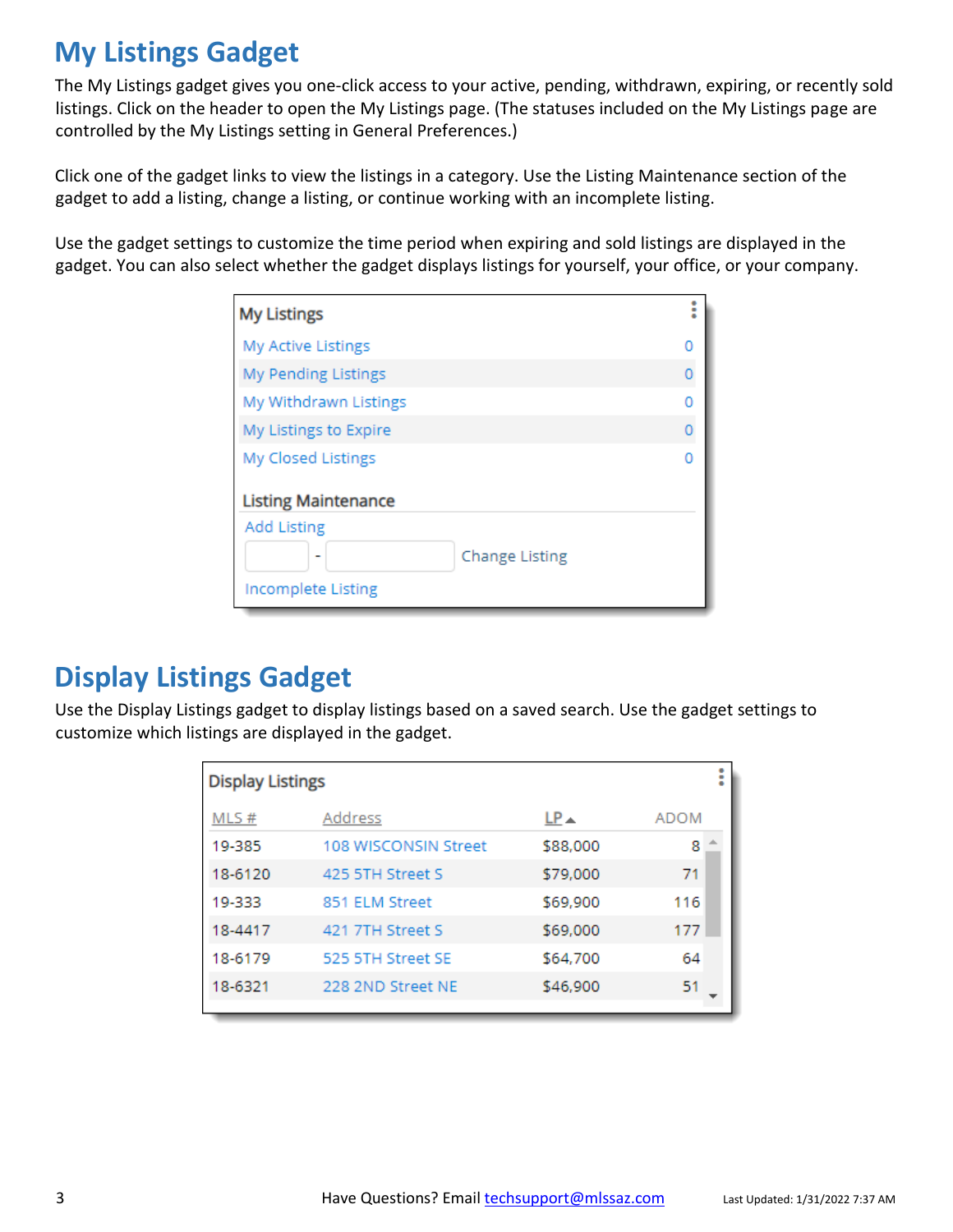## My Listings Gadget

The My Listings gadget gives you one-click access to your active, pending, withdrawn, expiring, or recently sold listings. Click on the header to open the My Listings page. (The statuses included on the My Listings page are controlled by the My Listings setting in General Preferences.)

Click one of the gadget links to view the listings in a category. Use the Listing Maintenance section of the gadget to add a listing, change a listing, or continue working with an incomplete listing.

Use the gadget settings to customize the time period when expiring and sold listings are displayed in the gadget. You can also select whether the gadget displays listings for yourself, your office, or your company.

My Listings

| | |
|---|---|
| My Active Listings | 0 |
| My Pending Listings | 0 |
| My Withdrawn Listings | 0 |
| My Listings to Expire | 0 |
| My Closed Listings | 0 |

Listing Maintenance

Add Listing

\- Change Listing

Incomplete Listing

## Display Listings Gadget

Use the Display Listings gadget to display listings based on a saved search. Use the gadget settings to customize which listings are displayed in the gadget.

Display Listings

| MLS # | Address | LP | ADOM |
|---|---|---|---|
| 19-385 | 108 WISCONSIN Street | $88,000 | 8 |
| 18-6120 | 425 5TH Street S | $79,000 | 71 |
| 19-333 | 851 ELM Street | $69,900 | 116 |
| 18-4417 | 421 7TH Street S | $69,000 | 177 |
| 18-6179 | 525 5TH Street SE | $64,700 | 64 |
| 18-6321 | 228 2ND Street NE | $46,900 | 51 |

Have Questions? Email techsupport@mlssaz.com

Last Updated: 1/31/2022 7:37 AM